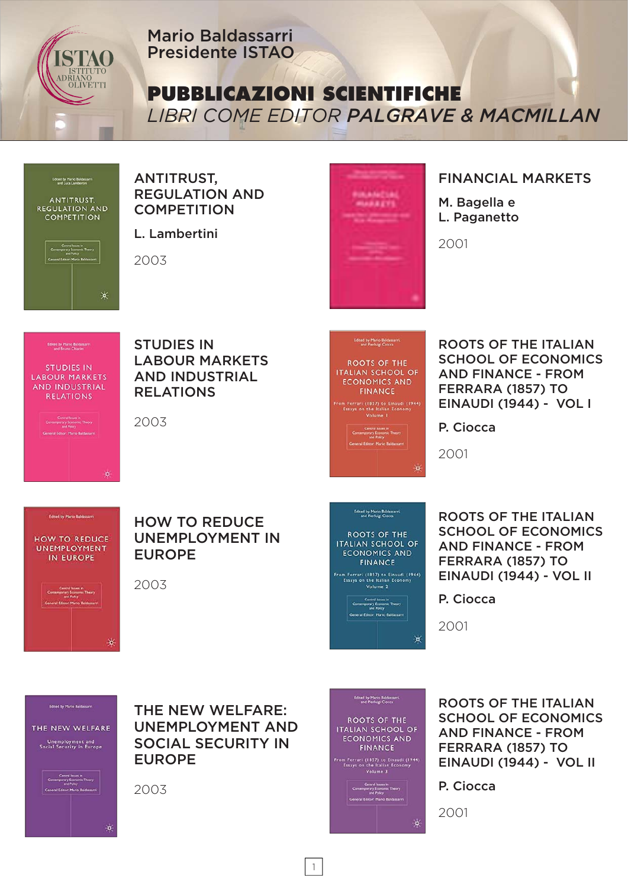Mario Baldassarri
Presidente ISTAO

# PUBBLICAZIONI SCIENTIFICHE

## *LIBRI COME EDITOR* ***PALGRAVE & MACMILLAN***

### ANTITRUST, REGULATION AND COMPETITION

L. Lambertini

2003

### FINANCIAL MARKETS

M. Bagella e
L. Paganetto

2001

### STUDIES IN LABOUR MARKETS AND INDUSTRIAL RELATIONS

2003

### ROOTS OF THE ITALIAN SCHOOL OF ECONOMICS AND FINANCE - FROM FERRARA (1857) TO EINAUDI (1944) - VOL I

P. Ciocca

2001

### HOW TO REDUCE UNEMPLOYMENT IN EUROPE

2003

### ROOTS OF THE ITALIAN SCHOOL OF ECONOMICS AND FINANCE - FROM FERRARA (1857) TO EINAUDI (1944) - VOL II

P. Ciocca

2001

### THE NEW WELFARE: UNEMPLOYMENT AND SOCIAL SECURITY IN EUROPE

2003

### ROOTS OF THE ITALIAN SCHOOL OF ECONOMICS AND FINANCE - FROM FERRARA (1857) TO EINAUDI (1944) - VOL II

P. Ciocca

2001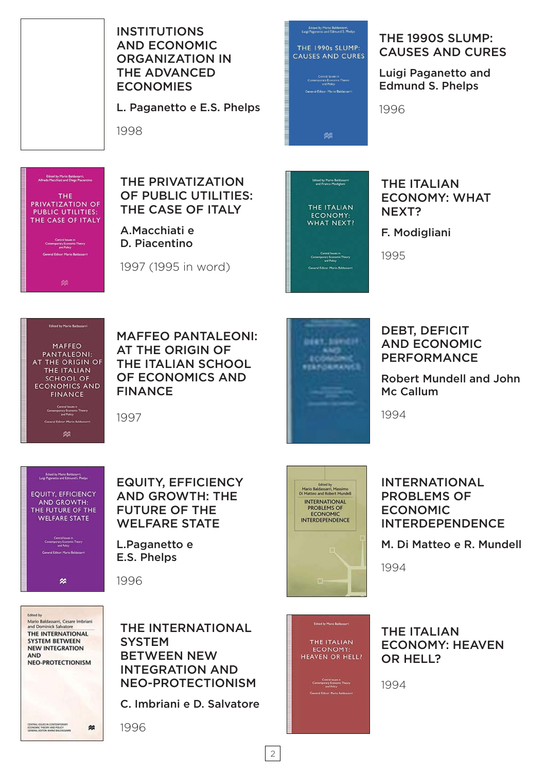### INSTITUTIONS AND ECONOMIC ORGANIZATION IN THE ADVANCED ECONOMIES

L. Paganetto e E.S. Phelps

1998

### THE 1990S SLUMP: CAUSES AND CURES

Luigi Paganetto and Edmund S. Phelps

1996

### THE PRIVATIZATION OF PUBLIC UTILITIES: THE CASE OF ITALY

A.Macchiati e D. Piacentino

1997 (1995 in word)

### THE ITALIAN ECONOMY: WHAT NEXT?

F. Modigliani

1995

### MAFFEO PANTALEONI: AT THE ORIGIN OF THE ITALIAN SCHOOL OF ECONOMICS AND FINANCE

1997

### DEBT, DEFICIT AND ECONOMIC PERFORMANCE

Robert Mundell and John Mc Callum

1994

### EQUITY, EFFICIENCY AND GROWTH: THE FUTURE OF THE WELFARE STATE

L.Paganetto e E.S. Phelps

1996

### INTERNATIONAL PROBLEMS OF ECONOMIC INTERDEPENDENCE

M. Di Matteo e R. Mundell

1994

### THE INTERNATIONAL SYSTEM BETWEEN NEW INTEGRATION AND NEO-PROTECTIONISM

C. Imbriani e D. Salvatore

1996

### THE ITALIAN ECONOMY: HEAVEN OR HELL?

1994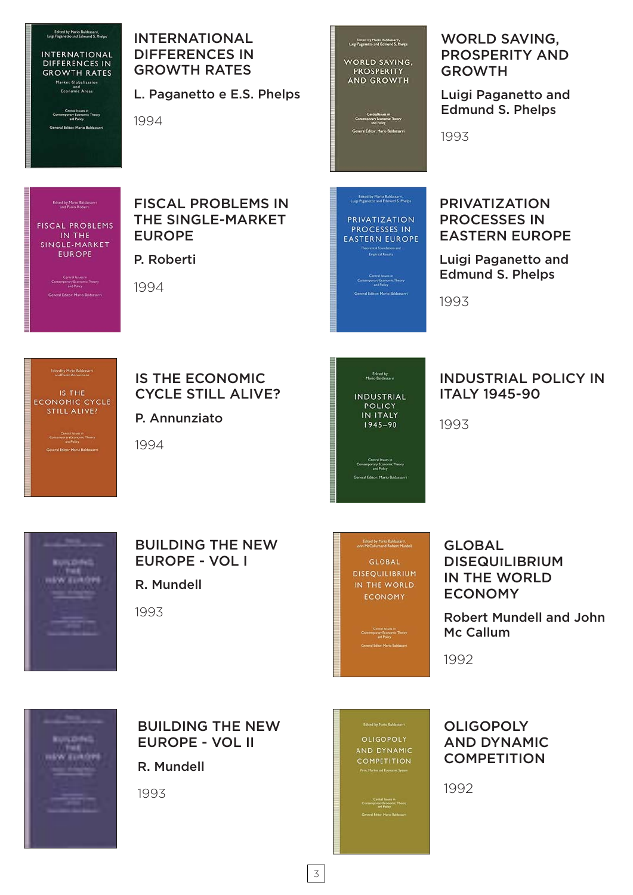## INTERNATIONAL DIFFERENCES IN GROWTH RATES

**L. Paganetto e E.S. Phelps**

1994

## WORLD SAVING, PROSPERITY AND GROWTH

**Luigi Paganetto and Edmund S. Phelps**

1993

## FISCAL PROBLEMS IN THE SINGLE-MARKET EUROPE

**P. Roberti**

1994

## PRIVATIZATION PROCESSES IN EASTERN EUROPE

**Luigi Paganetto and Edmund S. Phelps**

1993

## IS THE ECONOMIC CYCLE STILL ALIVE?

**P. Annunziato**

1994

## INDUSTRIAL POLICY IN ITALY 1945-90

1993

## BUILDING THE NEW EUROPE - VOL I

**R. Mundell**

1993

## GLOBAL DISEQUILIBRIUM IN THE WORLD ECONOMY

**Robert Mundell and John Mc Callum**

1992

## BUILDING THE NEW EUROPE - VOL II

**R. Mundell**

1993

## OLIGOPOLY AND DYNAMIC COMPETITION

1992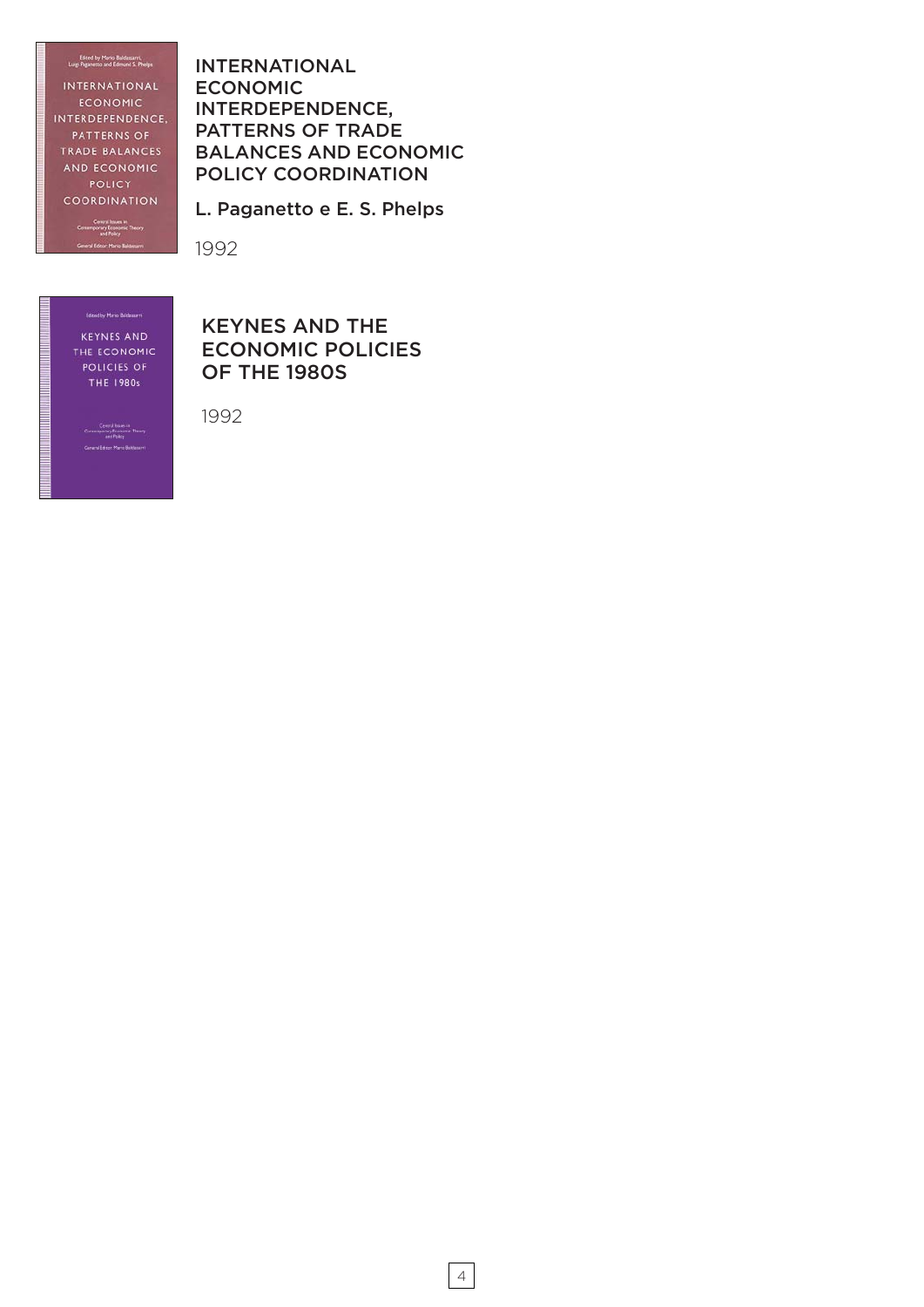INTERNATIONAL ECONOMIC INTERDEPENDENCE, PATTERNS OF TRADE BALANCES AND ECONOMIC POLICY COORDINATION

L. Paganetto e E. S. Phelps

1992

KEYNES AND THE ECONOMIC POLICIES OF THE 1980S

1992